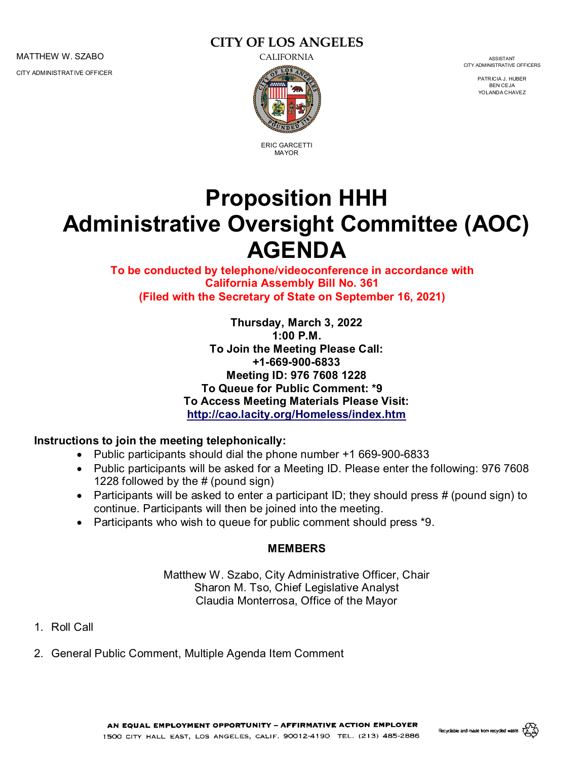MATTHEW W. SZABO

CITY ADMINISTRATIVE OFFICER

**CITY OF LOS ANGELES**

CALIFORNIA

ERIC GARCETTI
MAYOR

ASSISTANT
CITY ADMINISTRATIVE OFFICERS

PATRICIA J. HUBER
BEN CEJA
YOLANDA CHAVEZ

# Proposition HHH Administrative Oversight Committee (AOC) AGENDA

**To be conducted by telephone/videoconference in accordance with California Assembly Bill No. 361 (Filed with the Secretary of State on September 16, 2021)**

**Thursday, March 3, 2022**
**1:00 P.M.**
**To Join the Meeting Please Call:**
**+1-669-900-6833**
**Meeting ID: 976 7608 1228**
**To Queue for Public Comment: *9**
**To Access Meeting Materials Please Visit:**
**http://cao.lacity.org/Homeless/index.htm**

**Instructions to join the meeting telephonically:**

- Public participants should dial the phone number +1 669-900-6833
- Public participants will be asked for a Meeting ID. Please enter the following: 976 7608 1228 followed by the # (pound sign)
- Participants will be asked to enter a participant ID; they should press # (pound sign) to continue. Participants will then be joined into the meeting.
- Participants who wish to queue for public comment should press *9.

**MEMBERS**

Matthew W. Szabo, City Administrative Officer, Chair
Sharon M. Tso, Chief Legislative Analyst
Claudia Monterrosa, Office of the Mayor

1. Roll Call

2. General Public Comment, Multiple Agenda Item Comment

AN EQUAL EMPLOYMENT OPPORTUNITY – AFFIRMATIVE ACTION EMPLOYER
1500 CITY HALL EAST, LOS ANGELES, CALIF. 90012-4190 TEL. (213) 485-2886

Recyclable and made from recycled waste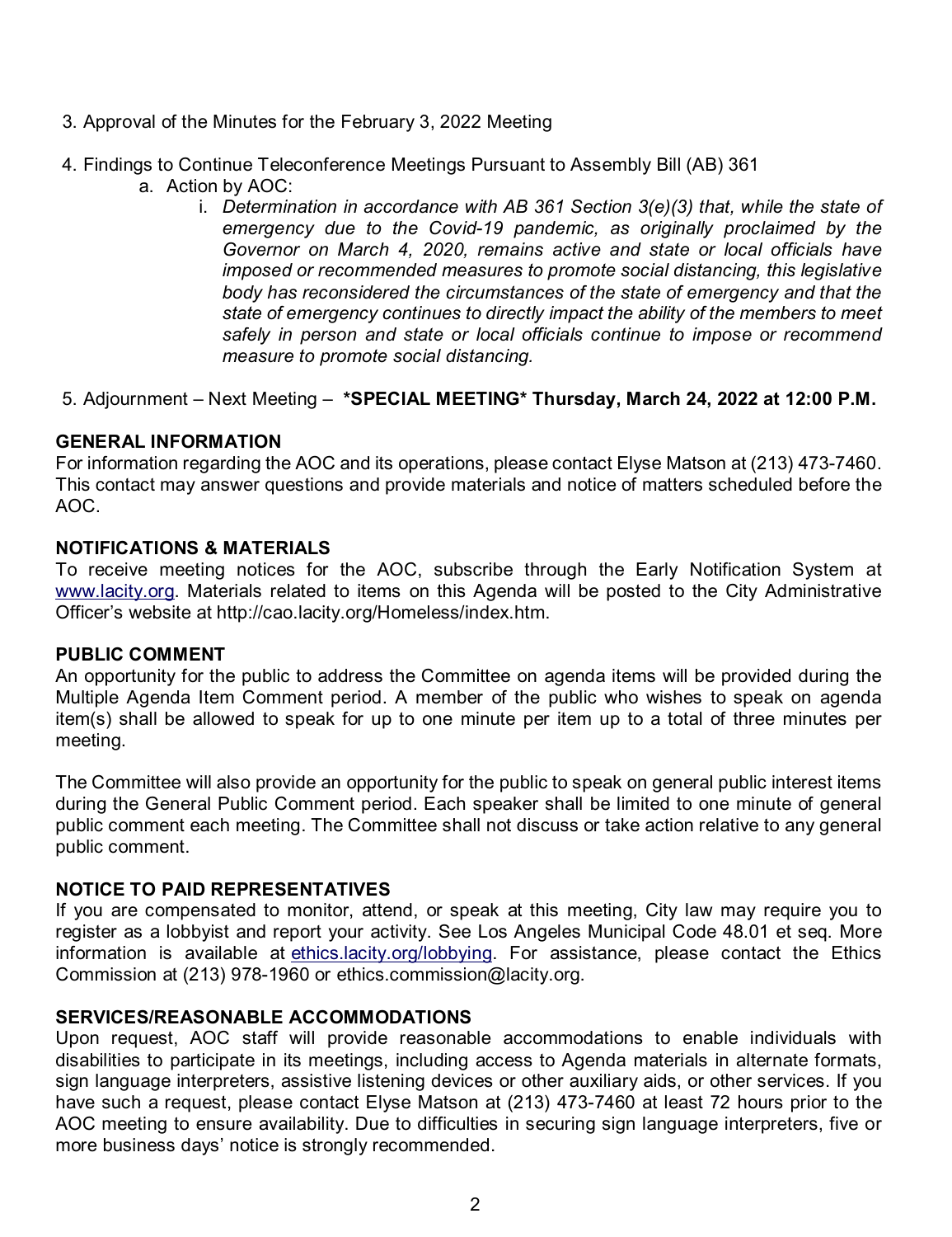3. Approval of the Minutes for the February 3, 2022 Meeting

4. Findings to Continue Teleconference Meetings Pursuant to Assembly Bill (AB) 361
   a. Action by AOC:
      i. *Determination in accordance with AB 361 Section 3(e)(3) that, while the state of emergency due to the Covid-19 pandemic, as originally proclaimed by the Governor on March 4, 2020, remains active and state or local officials have imposed or recommended measures to promote social distancing, this legislative body has reconsidered the circumstances of the state of emergency and that the state of emergency continues to directly impact the ability of the members to meet safely in person and state or local officials continue to impose or recommend measure to promote social distancing.*

5. Adjournment – Next Meeting – **\*SPECIAL MEETING\* Thursday, March 24, 2022 at 12:00 P.M.**

**GENERAL INFORMATION**
For information regarding the AOC and its operations, please contact Elyse Matson at (213) 473-7460. This contact may answer questions and provide materials and notice of matters scheduled before the AOC.

**NOTIFICATIONS & MATERIALS**
To receive meeting notices for the AOC, subscribe through the Early Notification System at www.lacity.org. Materials related to items on this Agenda will be posted to the City Administrative Officer's website at http://cao.lacity.org/Homeless/index.htm.

**PUBLIC COMMENT**
An opportunity for the public to address the Committee on agenda items will be provided during the Multiple Agenda Item Comment period. A member of the public who wishes to speak on agenda item(s) shall be allowed to speak for up to one minute per item up to a total of three minutes per meeting.

The Committee will also provide an opportunity for the public to speak on general public interest items during the General Public Comment period. Each speaker shall be limited to one minute of general public comment each meeting. The Committee shall not discuss or take action relative to any general public comment.

**NOTICE TO PAID REPRESENTATIVES**
If you are compensated to monitor, attend, or speak at this meeting, City law may require you to register as a lobbyist and report your activity. See Los Angeles Municipal Code 48.01 et seq. More information is available at ethics.lacity.org/lobbying. For assistance, please contact the Ethics Commission at (213) 978-1960 or ethics.commission@lacity.org.

**SERVICES/REASONABLE ACCOMMODATIONS**
Upon request, AOC staff will provide reasonable accommodations to enable individuals with disabilities to participate in its meetings, including access to Agenda materials in alternate formats, sign language interpreters, assistive listening devices or other auxiliary aids, or other services. If you have such a request, please contact Elyse Matson at (213) 473-7460 at least 72 hours prior to the AOC meeting to ensure availability. Due to difficulties in securing sign language interpreters, five or more business days' notice is strongly recommended.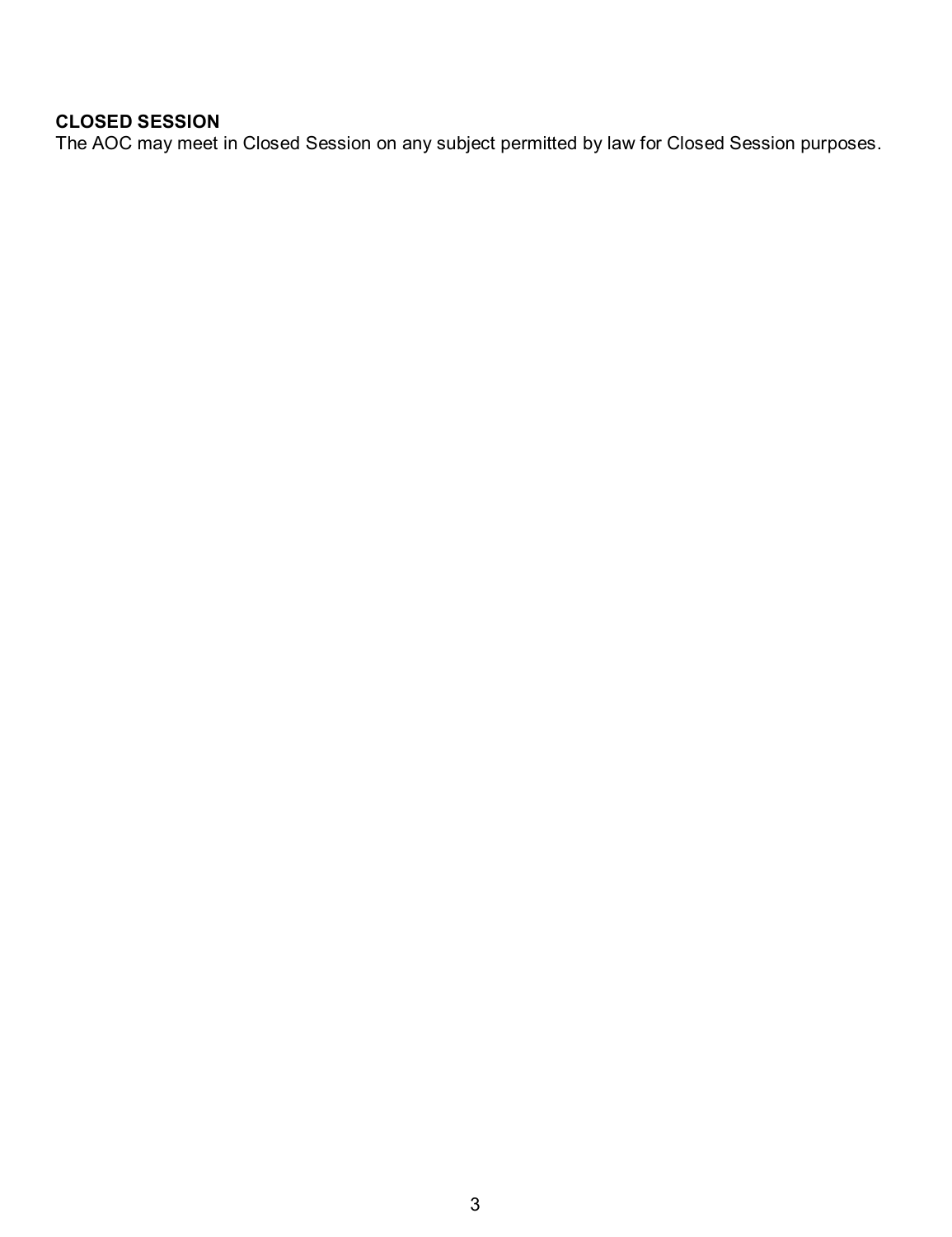**CLOSED SESSION**

The AOC may meet in Closed Session on any subject permitted by law for Closed Session purposes.